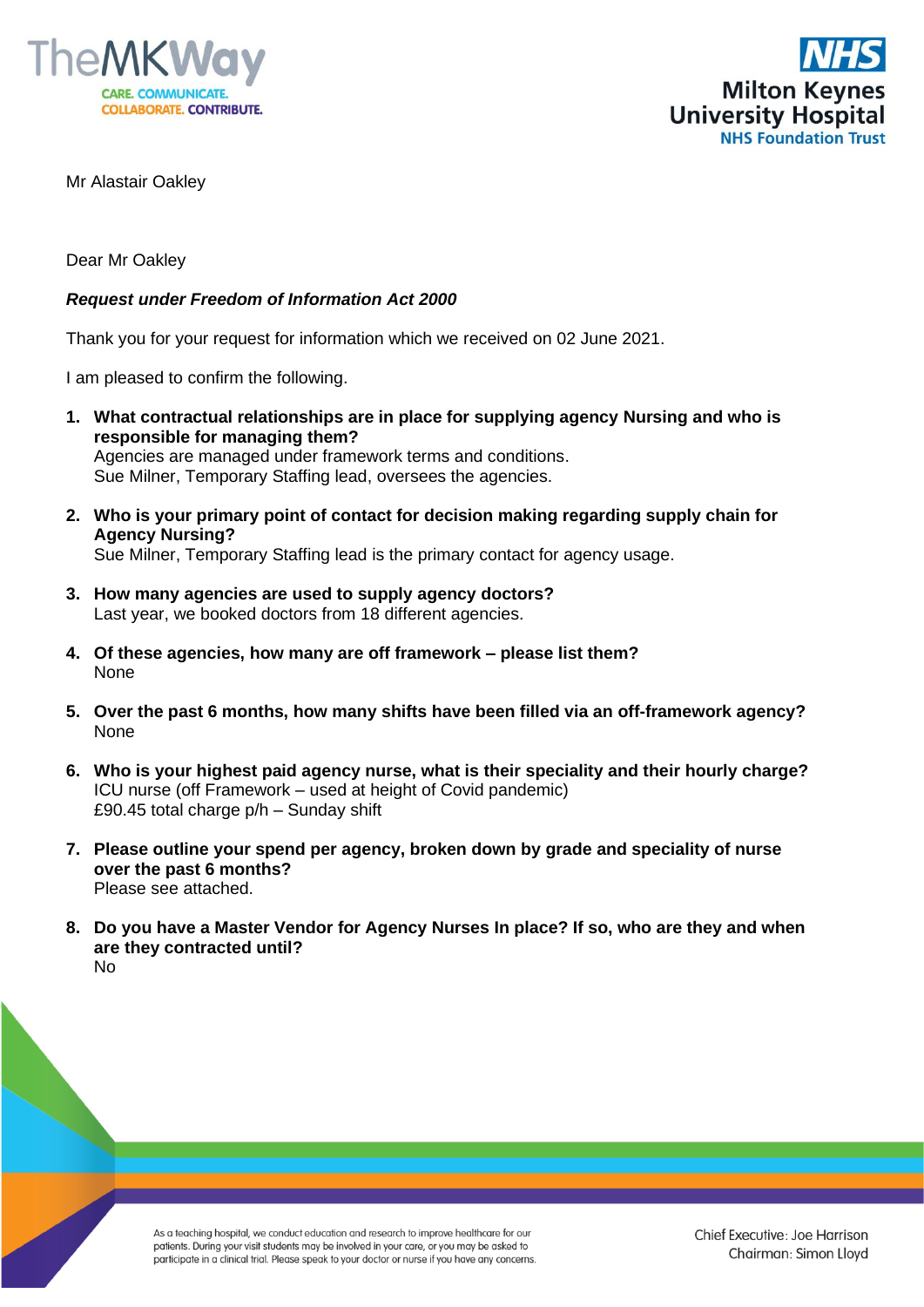TheMKWay

CARE. COMMUNICATE. COLLABORATE. CONTRIBUTE.

NHS Milton Keynes University Hospital NHS Foundation Trust

Mr Alastair Oakley

Dear Mr Oakley

***Request under Freedom of Information Act 2000***

Thank you for your request for information which we received on 02 June 2021.

I am pleased to confirm the following.

1. **What contractual relationships are in place for supplying agency Nursing and who is responsible for managing them?**
   Agencies are managed under framework terms and conditions.
   Sue Milner, Temporary Staffing lead, oversees the agencies.

2. **Who is your primary point of contact for decision making regarding supply chain for Agency Nursing?**
   Sue Milner, Temporary Staffing lead is the primary contact for agency usage.

3. **How many agencies are used to supply agency doctors?**
   Last year, we booked doctors from 18 different agencies.

4. **Of these agencies, how many are off framework – please list them?**
   None

5. **Over the past 6 months, how many shifts have been filled via an off-framework agency?**
   None

6. **Who is your highest paid agency nurse, what is their speciality and their hourly charge?**
   ICU nurse (off Framework – used at height of Covid pandemic)
   £90.45 total charge p/h – Sunday shift

7. **Please outline your spend per agency, broken down by grade and speciality of nurse over the past 6 months?**
   Please see attached.

8. **Do you have a Master Vendor for Agency Nurses In place? If so, who are they and when are they contracted until?**
   No

As a teaching hospital, we conduct education and research to improve healthcare for our patients. During your visit students may be involved in your care, or you may be asked to participate in a clinical trial. Please speak to your doctor or nurse if you have any concerns.

Chief Executive: Joe Harrison
Chairman: Simon Lloyd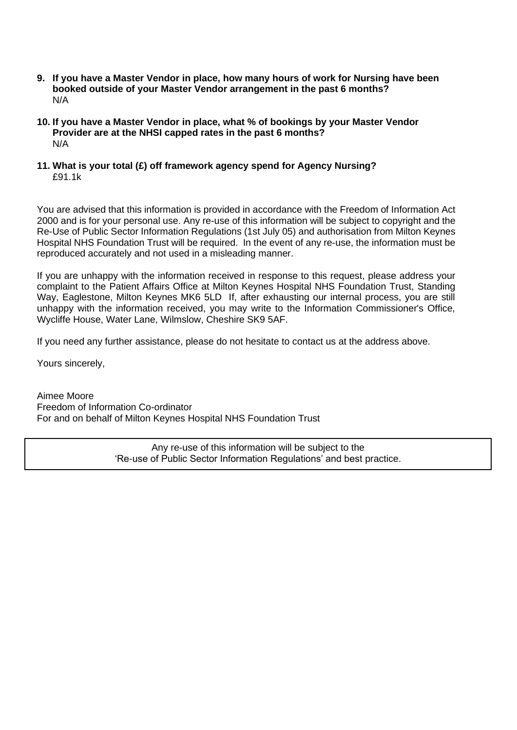9. **If you have a Master Vendor in place, how many hours of work for Nursing have been booked outside of your Master Vendor arrangement in the past 6 months?**
   N/A

10. **If you have a Master Vendor in place, what % of bookings by your Master Vendor Provider are at the NHSI capped rates in the past 6 months?**
    N/A

11. **What is your total (£) off framework agency spend for Agency Nursing?**
    £91.1k

You are advised that this information is provided in accordance with the Freedom of Information Act 2000 and is for your personal use. Any re-use of this information will be subject to copyright and the Re-Use of Public Sector Information Regulations (1st July 05) and authorisation from Milton Keynes Hospital NHS Foundation Trust will be required. In the event of any re-use, the information must be reproduced accurately and not used in a misleading manner.

If you are unhappy with the information received in response to this request, please address your complaint to the Patient Affairs Office at Milton Keynes Hospital NHS Foundation Trust, Standing Way, Eaglestone, Milton Keynes MK6 5LD If, after exhausting our internal process, you are still unhappy with the information received, you may write to the Information Commissioner's Office, Wycliffe House, Water Lane, Wilmslow, Cheshire SK9 5AF.

If you need any further assistance, please do not hesitate to contact us at the address above.

Yours sincerely,

Aimee Moore
Freedom of Information Co-ordinator
For and on behalf of Milton Keynes Hospital NHS Foundation Trust

Any re-use of this information will be subject to the
'Re-use of Public Sector Information Regulations' and best practice.